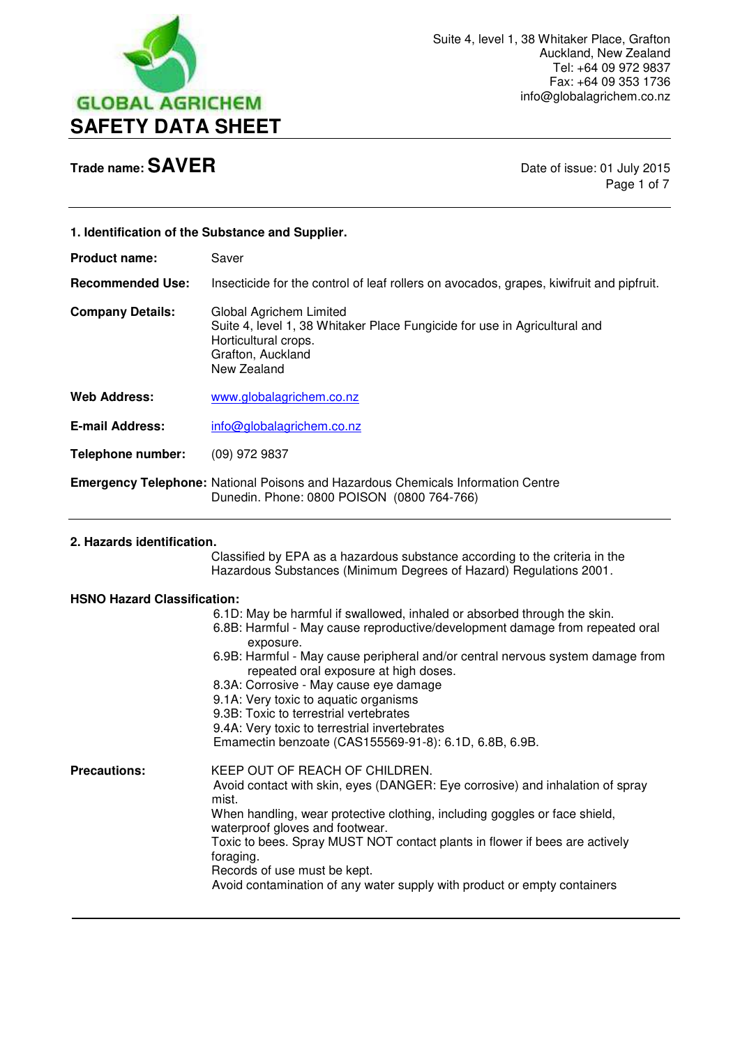GLOBAL AGRICHEM

Suite 4, level 1, 38 Whitaker Place, Grafton
Auckland, New Zealand
Tel: +64 09 972 9837
Fax: +64 09 353 1736
info@globalagrichem.co.nz

# SAFETY DATA SHEET

**Trade name: SAVER**

Date of issue: 01 July 2015

## 1. Identification of the Substance and Supplier.

**Product name:** Saver

**Recommended Use:** Insecticide for the control of leaf rollers on avocados, grapes, kiwifruit and pipfruit.

**Company Details:**
Global Agrichem Limited
Suite 4, level 1, 38 Whitaker Place Fungicide for use in Agricultural and Horticultural crops.
Grafton, Auckland
New Zealand

**Web Address:** www.globalagrichem.co.nz

**E-mail Address:** info@globalagrichem.co.nz

**Telephone number:** (09) 972 9837

**Emergency Telephone:** National Poisons and Hazardous Chemicals Information Centre Dunedin. Phone: 0800 POISON (0800 764-766)

## 2. Hazards identification.

Classified by EPA as a hazardous substance according to the criteria in the Hazardous Substances (Minimum Degrees of Hazard) Regulations 2001.

**HSNO Hazard Classification:**

6.1D: May be harmful if swallowed, inhaled or absorbed through the skin.
6.8B: Harmful - May cause reproductive/development damage from repeated oral exposure.
6.9B: Harmful - May cause peripheral and/or central nervous system damage from repeated oral exposure at high doses.
8.3A: Corrosive - May cause eye damage
9.1A: Very toxic to aquatic organisms
9.3B: Toxic to terrestrial vertebrates
9.4A: Very toxic to terrestrial invertebrates
Emamectin benzoate (CAS155569-91-8): 6.1D, 6.8B, 6.9B.

**Precautions:**

KEEP OUT OF REACH OF CHILDREN.
Avoid contact with skin, eyes (DANGER: Eye corrosive) and inhalation of spray mist.
When handling, wear protective clothing, including goggles or face shield, waterproof gloves and footwear.
Toxic to bees. Spray MUST NOT contact plants in flower if bees are actively foraging.
Records of use must be kept.
Avoid contamination of any water supply with product or empty containers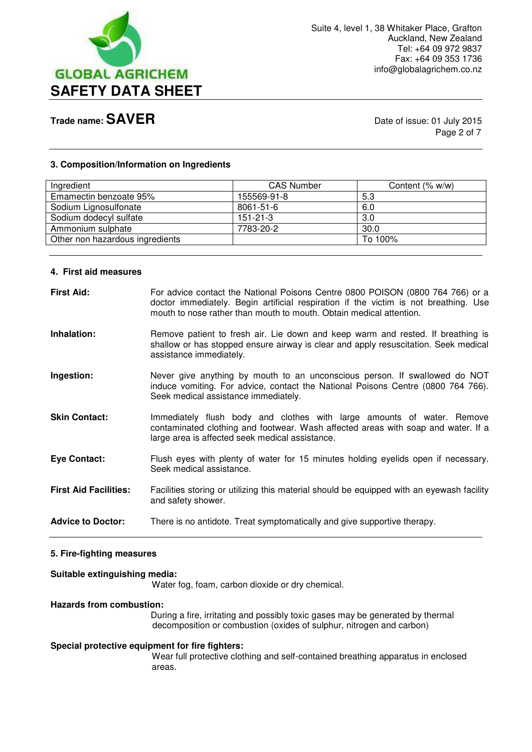### 3. Composition/Information on Ingredients

| Ingredient | CAS Number | Content (% w/w) |
|---|---|---|
| Emamectin benzoate 95% | 155569-91-8 | 5.3 |
| Sodium Lignosulfonate | 8061-51-6 | 6.0 |
| Sodium dodecyl sulfate | 151-21-3 | 3.0 |
| Ammonium sulphate | 7783-20-2 | 30.0 |
| Other non hazardous ingredients | | To 100% |

### 4. First aid measures

**First Aid:** For advice contact the National Poisons Centre 0800 POISON (0800 764 766) or a doctor immediately. Begin artificial respiration if the victim is not breathing. Use mouth to nose rather than mouth to mouth. Obtain medical attention.

**Inhalation:** Remove patient to fresh air. Lie down and keep warm and rested. If breathing is shallow or has stopped ensure airway is clear and apply resuscitation. Seek medical assistance immediately.

**Ingestion:** Never give anything by mouth to an unconscious person. If swallowed do NOT induce vomiting. For advice, contact the National Poisons Centre (0800 764 766). Seek medical assistance immediately.

**Skin Contact:** Immediately flush body and clothes with large amounts of water. Remove contaminated clothing and footwear. Wash affected areas with soap and water. If a large area is affected seek medical assistance.

**Eye Contact:** Flush eyes with plenty of water for 15 minutes holding eyelids open if necessary. Seek medical assistance.

**First Aid Facilities:** Facilities storing or utilizing this material should be equipped with an eyewash facility and safety shower.

**Advice to Doctor:** There is no antidote. Treat symptomatically and give supportive therapy.

### 5. Fire-fighting measures

**Suitable extinguishing media:**

Water fog, foam, carbon dioxide or dry chemical.

**Hazards from combustion:**

During a fire, irritating and possibly toxic gases may be generated by thermal decomposition or combustion (oxides of sulphur, nitrogen and carbon)

**Special protective equipment for fire fighters:**

Wear full protective clothing and self-contained breathing apparatus in enclosed areas.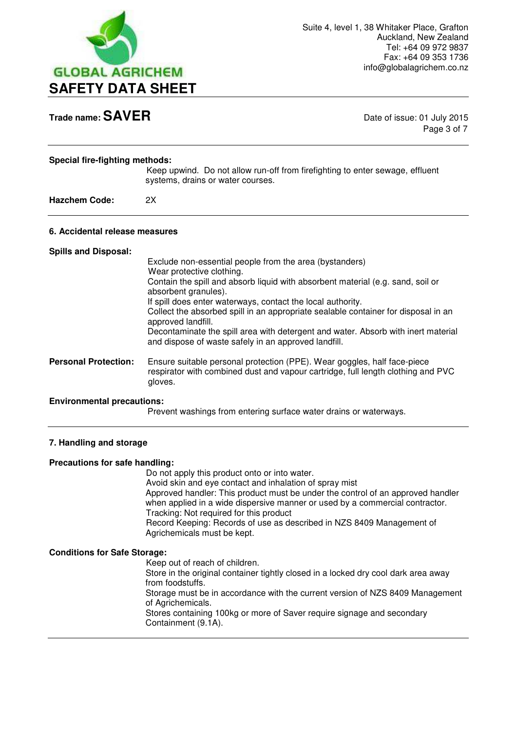**Special fire-fighting methods:**

Keep upwind. Do not allow run-off from firefighting to enter sewage, effluent systems, drains or water courses.

**Hazchem Code:** 2X

## 6. Accidental release measures

**Spills and Disposal:**

Exclude non-essential people from the area (bystanders)
Wear protective clothing.
Contain the spill and absorb liquid with absorbent material (e.g. sand, soil or absorbent granules).
If spill does enter waterways, contact the local authority.
Collect the absorbed spill in an appropriate sealable container for disposal in an approved landfill.
Decontaminate the spill area with detergent and water. Absorb with inert material and dispose of waste safely in an approved landfill.

**Personal Protection:** Ensure suitable personal protection (PPE). Wear goggles, half face-piece respirator with combined dust and vapour cartridge, full length clothing and PVC gloves.

**Environmental precautions:**

Prevent washings from entering surface water drains or waterways.

## 7. Handling and storage

**Precautions for safe handling:**

Do not apply this product onto or into water.
Avoid skin and eye contact and inhalation of spray mist
Approved handler: This product must be under the control of an approved handler when applied in a wide dispersive manner or used by a commercial contractor.
Tracking: Not required for this product
Record Keeping: Records of use as described in NZS 8409 Management of Agrichemicals must be kept.

**Conditions for Safe Storage:**

Keep out of reach of children.
Store in the original container tightly closed in a locked dry cool dark area away from foodstuffs.
Storage must be in accordance with the current version of NZS 8409 Management of Agrichemicals.
Stores containing 100kg or more of Saver require signage and secondary Containment (9.1A).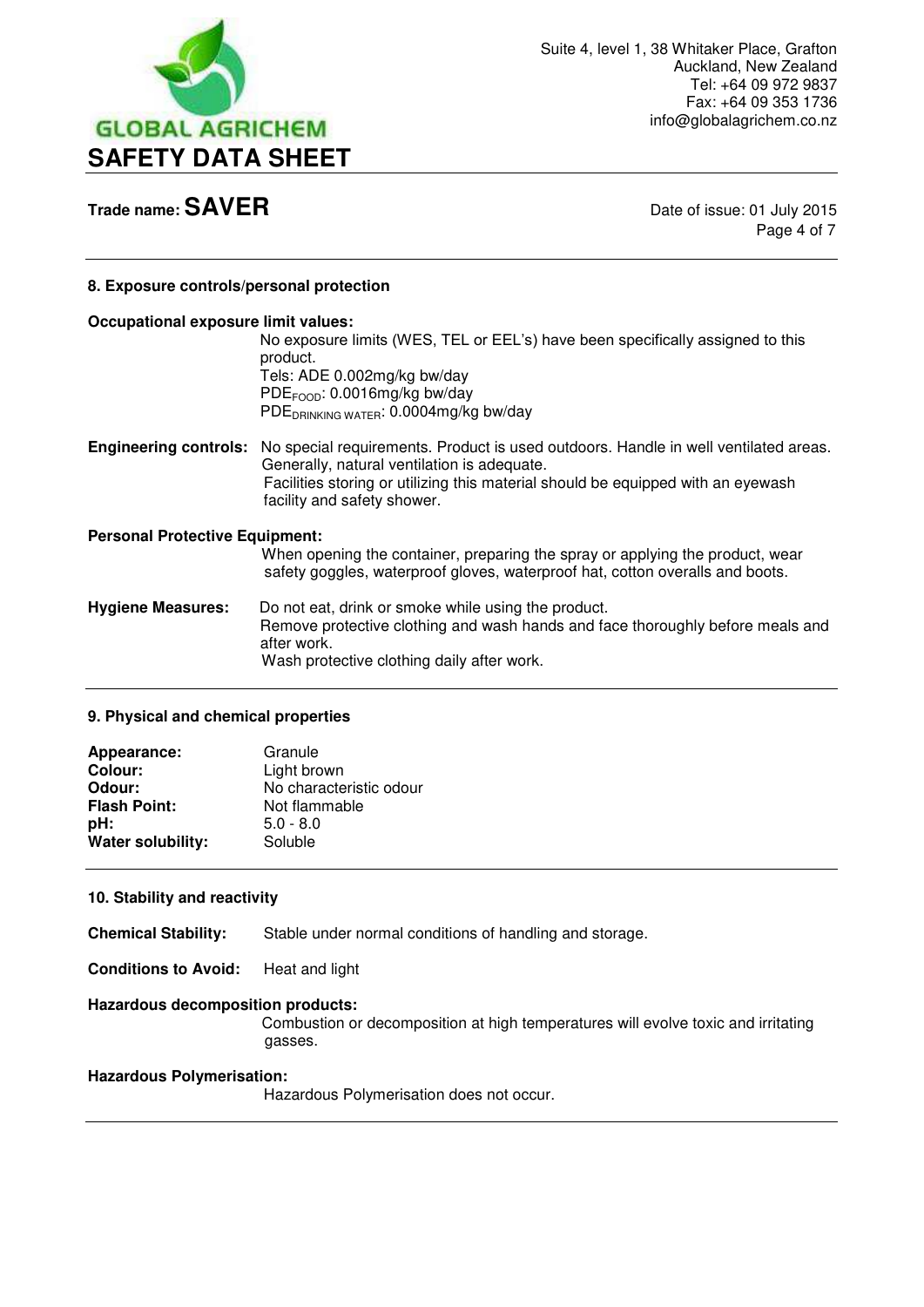## 8. Exposure controls/personal protection

**Occupational exposure limit values:**

No exposure limits (WES, TEL or EEL's) have been specifically assigned to this product.
Tels: ADE 0.002mg/kg bw/day
$PDE_{FOOD}$: 0.0016mg/kg bw/day
$PDE_{DRINKING\ WATER}$: 0.0004mg/kg bw/day

**Engineering controls:** No special requirements. Product is used outdoors. Handle in well ventilated areas. Generally, natural ventilation is adequate.
Facilities storing or utilizing this material should be equipped with an eyewash facility and safety shower.

**Personal Protective Equipment:**

When opening the container, preparing the spray or applying the product, wear safety goggles, waterproof gloves, waterproof hat, cotton overalls and boots.

**Hygiene Measures:** Do not eat, drink or smoke while using the product.
Remove protective clothing and wash hands and face thoroughly before meals and after work.
Wash protective clothing daily after work.

## 9. Physical and chemical properties

| | |
|---|---|
| **Appearance:** | Granule |
| **Colour:** | Light brown |
| **Odour:** | No characteristic odour |
| **Flash Point:** | Not flammable |
| **pH:** | 5.0 - 8.0 |
| **Water solubility:** | Soluble |

## 10. Stability and reactivity

**Chemical Stability:** Stable under normal conditions of handling and storage.

**Conditions to Avoid:** Heat and light

**Hazardous decomposition products:**

Combustion or decomposition at high temperatures will evolve toxic and irritating gasses.

**Hazardous Polymerisation:**

Hazardous Polymerisation does not occur.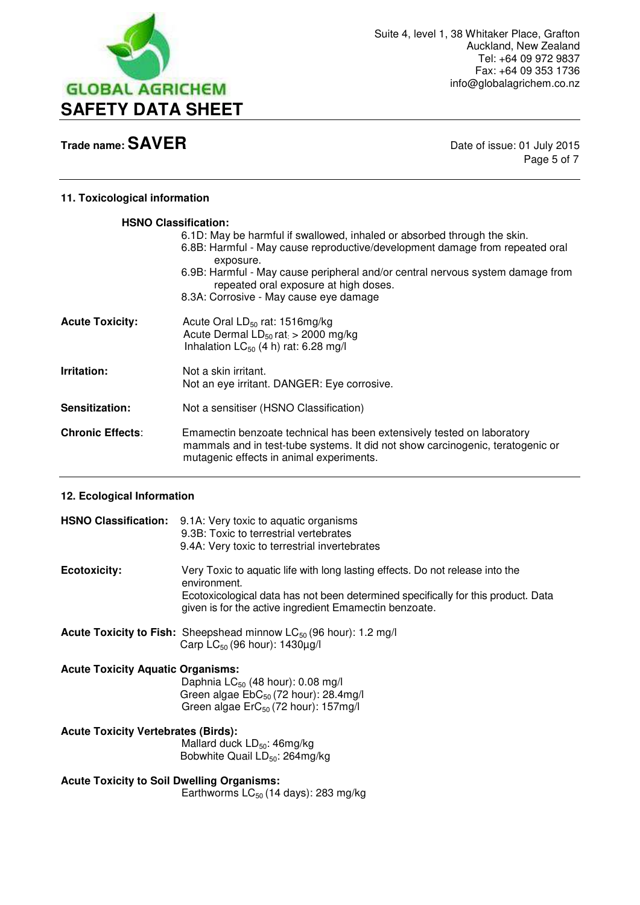**SAFETY DATA SHEET**

**Trade name: SAVER**

Date of issue: 01 July 2015

## 11. Toxicological information

**HSNO Classification:**

6.1D: May be harmful if swallowed, inhaled or absorbed through the skin.
6.8B: Harmful - May cause reproductive/development damage from repeated oral exposure.
6.9B: Harmful - May cause peripheral and/or central nervous system damage from repeated oral exposure at high doses.
8.3A: Corrosive - May cause eye damage

**Acute Toxicity:** Acute Oral $LD_{50}$ rat: 1516mg/kg
Acute Dermal $LD_{50}$ rat: > 2000 mg/kg
Inhalation $LC_{50}$ (4 h) rat: 6.28 mg/l

**Irritation:** Not a skin irritant.
Not an eye irritant. DANGER: Eye corrosive.

**Sensitization:** Not a sensitiser (HSNO Classification)

**Chronic Effects**: Emamectin benzoate technical has been extensively tested on laboratory mammals and in test-tube systems. It did not show carcinogenic, teratogenic or mutagenic effects in animal experiments.

## 12. Ecological Information

**HSNO Classification:** 9.1A: Very toxic to aquatic organisms
9.3B: Toxic to terrestrial vertebrates
9.4A: Very toxic to terrestrial invertebrates

**Ecotoxicity:** Very Toxic to aquatic life with long lasting effects. Do not release into the environment.
Ecotoxicological data has not been determined specifically for this product. Data given is for the active ingredient Emamectin benzoate.

**Acute Toxicity to Fish:** Sheepshead minnow $LC_{50}$ (96 hour): 1.2 mg/l
Carp $LC_{50}$ (96 hour): 1430µg/l

**Acute Toxicity Aquatic Organisms:**
Daphnia $LC_{50}$ (48 hour): 0.08 mg/l
Green algae $EbC_{50}$ (72 hour): 28.4mg/l
Green algae $ErC_{50}$ (72 hour): 157mg/l

**Acute Toxicity Vertebrates (Birds):**
Mallard duck $LD_{50}$: 46mg/kg
Bobwhite Quail $LD_{50}$: 264mg/kg

**Acute Toxicity to Soil Dwelling Organisms:**
Earthworms $LC_{50}$ (14 days): 283 mg/kg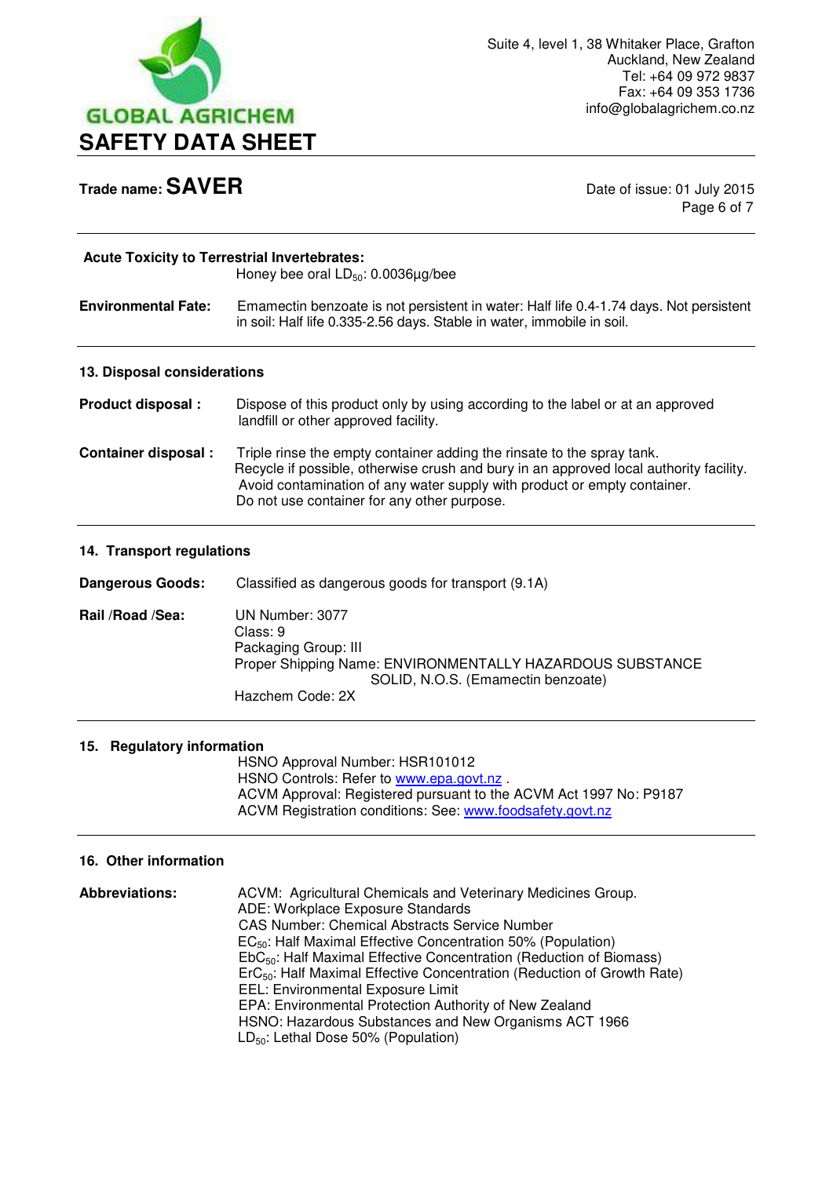**Acute Toxicity to Terrestrial Invertebrates:**

Honey bee oral $LD_{50}$: 0.0036µg/bee

**Environmental Fate:** Emamectin benzoate is not persistent in water: Half life 0.4-1.74 days. Not persistent in soil: Half life 0.335-2.56 days. Stable in water, immobile in soil.

## 13. Disposal considerations

**Product disposal :** Dispose of this product only by using according to the label or at an approved landfill or other approved facility.

**Container disposal :** Triple rinse the empty container adding the rinsate to the spray tank. Recycle if possible, otherwise crush and bury in an approved local authority facility. Avoid contamination of any water supply with product or empty container. Do not use container for any other purpose.

## 14. Transport regulations

**Dangerous Goods:** Classified as dangerous goods for transport (9.1A)

**Rail /Road /Sea:**

UN Number: 3077
Class: 9
Packaging Group: III
Proper Shipping Name: ENVIRONMENTALLY HAZARDOUS SUBSTANCE SOLID, N.O.S. (Emamectin benzoate)
Hazchem Code: 2X

## 15. Regulatory information

HSNO Approval Number: HSR101012
HSNO Controls: Refer to www.epa.govt.nz .
ACVM Approval: Registered pursuant to the ACVM Act 1997 No: P9187
ACVM Registration conditions: See: www.foodsafety.govt.nz

## 16. Other information

**Abbreviations:**

ACVM: Agricultural Chemicals and Veterinary Medicines Group.
ADE: Workplace Exposure Standards
CAS Number: Chemical Abstracts Service Number
$EC_{50}$: Half Maximal Effective Concentration 50% (Population)
$EbC_{50}$: Half Maximal Effective Concentration (Reduction of Biomass)
$ErC_{50}$: Half Maximal Effective Concentration (Reduction of Growth Rate)
EEL: Environmental Exposure Limit
EPA: Environmental Protection Authority of New Zealand
HSNO: Hazardous Substances and New Organisms ACT 1966
$LD_{50}$: Lethal Dose 50% (Population)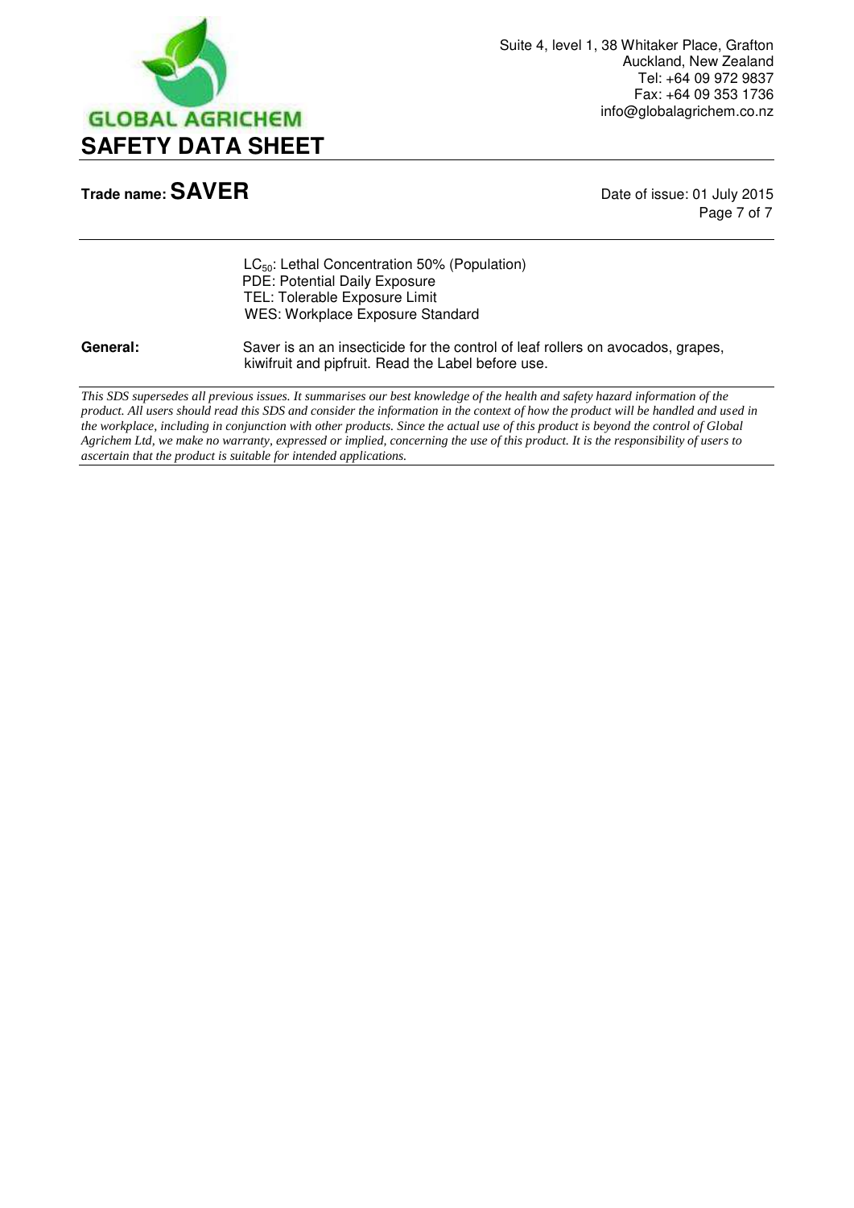$LC_{50}$: Lethal Concentration 50% (Population)
PDE: Potential Daily Exposure
TEL: Tolerable Exposure Limit
WES: Workplace Exposure Standard

**General:** Saver is an an insecticide for the control of leaf rollers on avocados, grapes, kiwifruit and pipfruit. Read the Label before use.

*This SDS supersedes all previous issues. It summarises our best knowledge of the health and safety hazard information of the product. All users should read this SDS and consider the information in the context of how the product will be handled and used in the workplace, including in conjunction with other products. Since the actual use of this product is beyond the control of Global Agrichem Ltd, we make no warranty, expressed or implied, concerning the use of this product. It is the responsibility of users to ascertain that the product is suitable for intended applications.*